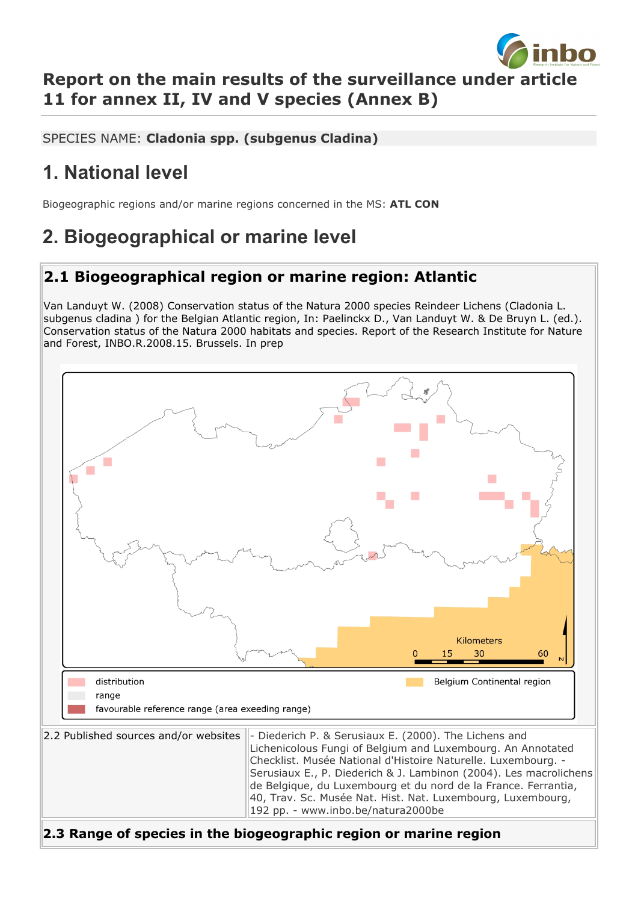# Report on the main results of the surveillance under article 11 for annex II, IV and V species (Annex B)

SPECIES NAME: **Cladonia spp. (subgenus Cladina)**

# 1. National level

Biogeographic regions and/or marine regions concerned in the MS: **ATL CON**

# 2. Biogeographical or marine level

## 2.1 Biogeographical region or marine region: Atlantic

Van Landuyt W. (2008) Conservation status of the Natura 2000 species Reindeer Lichens (Cladonia L. subgenus cladina ) for the Belgian Atlantic region, In: Paelinckx D., Van Landuyt W. & De Bruyn L. (ed.). Conservation status of the Natura 2000 habitats and species. Report of the Research Institute for Nature and Forest, INBO.R.2008.15. Brussels. In prep

Kilometers: 0, 15, 30, 60

- distribution
- range
- favourable reference range (area exeeding range)
- Belgium Continental region

| 2.2 Published sources and/or websites | - Diederich P. & Serusiaux E. (2000). The Lichens and Lichenicolous Fungi of Belgium and Luxembourg. An Annotated Checklist. Musée National d'Histoire Naturelle. Luxembourg. - Serusiaux E., P. Diederich & J. Lambinon (2004). Les macrolichens de Belgique, du Luxembourg et du nord de la France. Ferrantia, 40, Trav. Sc. Musée Nat. Hist. Nat. Luxembourg, Luxembourg, 192 pp. - www.inbo.be/natura2000be |
|---|---|

**2.3 Range of species in the biogeographic region or marine region**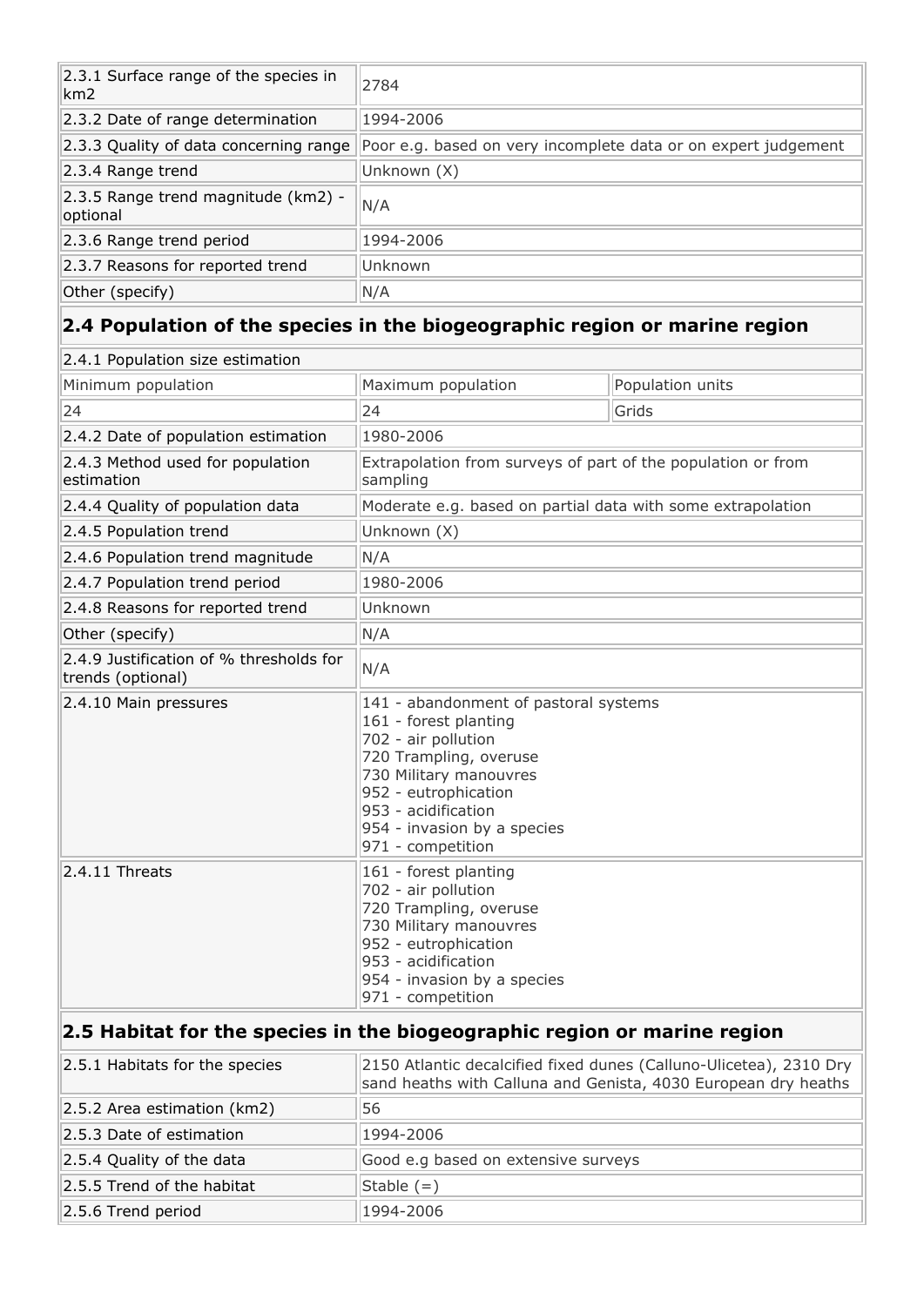| | |
|---|---|
| 2.3.1 Surface range of the species in km2 | 2784 |
| 2.3.2 Date of range determination | 1994-2006 |
| 2.3.3 Quality of data concerning range | Poor e.g. based on very incomplete data or on expert judgement |
| 2.3.4 Range trend | Unknown (X) |
| 2.3.5 Range trend magnitude (km2) - optional | N/A |
| 2.3.6 Range trend period | 1994-2006 |
| 2.3.7 Reasons for reported trend | Unknown |
| Other (specify) | N/A |

## 2.4 Population of the species in the biogeographic region or marine region

| 2.4.1 Population size estimation | | |
|---|---|---|
| Minimum population | Maximum population | Population units |
| 24 | 24 | Grids |
| 2.4.2 Date of population estimation | 1980-2006 | |
| 2.4.3 Method used for population estimation | Extrapolation from surveys of part of the population or from sampling | |
| 2.4.4 Quality of population data | Moderate e.g. based on partial data with some extrapolation | |
| 2.4.5 Population trend | Unknown (X) | |
| 2.4.6 Population trend magnitude | N/A | |
| 2.4.7 Population trend period | 1980-2006 | |
| 2.4.8 Reasons for reported trend | Unknown | |
| Other (specify) | N/A | |
| 2.4.9 Justification of % thresholds for trends (optional) | N/A | |
| 2.4.10 Main pressures | 141 - abandonment of pastoral systems<br>161 - forest planting<br>702 - air pollution<br>720 Trampling, overuse<br>730 Military manouvres<br>952 - eutrophication<br>953 - acidification<br>954 - invasion by a species<br>971 - competition | |
| 2.4.11 Threats | 161 - forest planting<br>702 - air pollution<br>720 Trampling, overuse<br>730 Military manouvres<br>952 - eutrophication<br>953 - acidification<br>954 - invasion by a species<br>971 - competition | |

## 2.5 Habitat for the species in the biogeographic region or marine region

| | |
|---|---|
| 2.5.1 Habitats for the species | 2150 Atlantic decalcified fixed dunes (Calluno-Ulicetea), 2310 Dry sand heaths with Calluna and Genista, 4030 European dry heaths |
| 2.5.2 Area estimation (km2) | 56 |
| 2.5.3 Date of estimation | 1994-2006 |
| 2.5.4 Quality of the data | Good e.g based on extensive surveys |
| 2.5.5 Trend of the habitat | Stable (=) |
| 2.5.6 Trend period | 1994-2006 |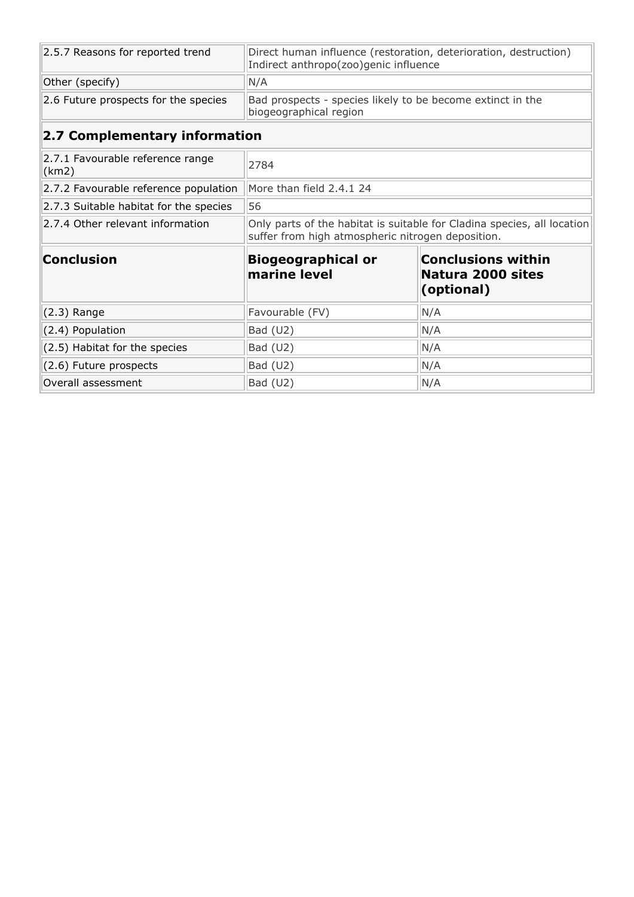| | |
|---|---|
| 2.5.7 Reasons for reported trend | Direct human influence (restoration, deterioration, destruction)<br>Indirect anthropo(zoo)genic influence |
| Other (specify) | N/A |
| 2.6 Future prospects for the species | Bad prospects - species likely to be become extinct in the biogeographical region |

## 2.7 Complementary information

| | |
|---|---|
| 2.7.1 Favourable reference range (km2) | 2784 |
| 2.7.2 Favourable reference population | More than field 2.4.1 24 |
| 2.7.3 Suitable habitat for the species | 56 |
| 2.7.4 Other relevant information | Only parts of the habitat is suitable for Cladina species, all location suffer from high atmospheric nitrogen deposition. |

| Conclusion | Biogeographical or marine level | Conclusions within Natura 2000 sites (optional) |
|---|---|---|
| (2.3) Range | Favourable (FV) | N/A |
| (2.4) Population | Bad (U2) | N/A |
| (2.5) Habitat for the species | Bad (U2) | N/A |
| (2.6) Future prospects | Bad (U2) | N/A |
| Overall assessment | Bad (U2) | N/A |